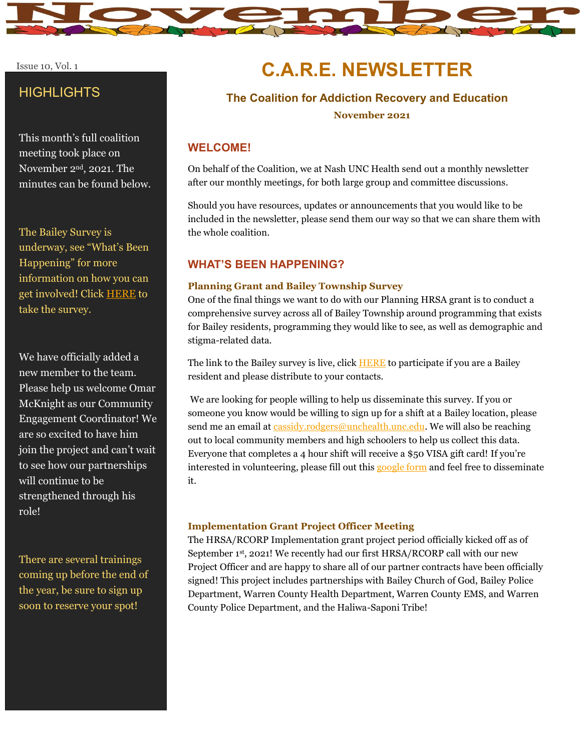# November

Issue 10, Vol. 1

# C.A.R.E. NEWSLETTER

### The Coalition for Addiction Recovery and Education

**November 2021**

## HIGHLIGHTS

This month's full coalition meeting took place on November 2nd, 2021. The minutes can be found below.

The Bailey Survey is underway, see "What's Been Happening" for more information on how you can get involved! Click HERE to take the survey.

We have officially added a new member to the team. Please help us welcome Omar McKnight as our Community Engagement Coordinator! We are so excited to have him join the project and can't wait to see how our partnerships will continue to be strengthened through his role!

There are several trainings coming up before the end of the year, be sure to sign up soon to reserve your spot!

## WELCOME!

On behalf of the Coalition, we at Nash UNC Health send out a monthly newsletter after our monthly meetings, for both large group and committee discussions.

Should you have resources, updates or announcements that you would like to be included in the newsletter, please send them our way so that we can share them with the whole coalition.

## WHAT'S BEEN HAPPENING?

### Planning Grant and Bailey Township Survey

One of the final things we want to do with our Planning HRSA grant is to conduct a comprehensive survey across all of Bailey Township around programming that exists for Bailey residents, programming they would like to see, as well as demographic and stigma-related data.

The link to the Bailey survey is live, click HERE to participate if you are a Bailey resident and please distribute to your contacts.

We are looking for people willing to help us disseminate this survey. If you or someone you know would be willing to sign up for a shift at a Bailey location, please send me an email at cassidy.rodgers@unchealth.unc.edu. We will also be reaching out to local community members and high schoolers to help us collect this data. Everyone that completes a 4 hour shift will receive a $50 VISA gift card! If you're interested in volunteering, please fill out this google form and feel free to disseminate it.

### Implementation Grant Project Officer Meeting

The HRSA/RCORP Implementation grant project period officially kicked off as of September 1st, 2021! We recently had our first HRSA/RCORP call with our new Project Officer and are happy to share all of our partner contracts have been officially signed! This project includes partnerships with Bailey Church of God, Bailey Police Department, Warren County Health Department, Warren County EMS, and Warren County Police Department, and the Haliwa-Saponi Tribe!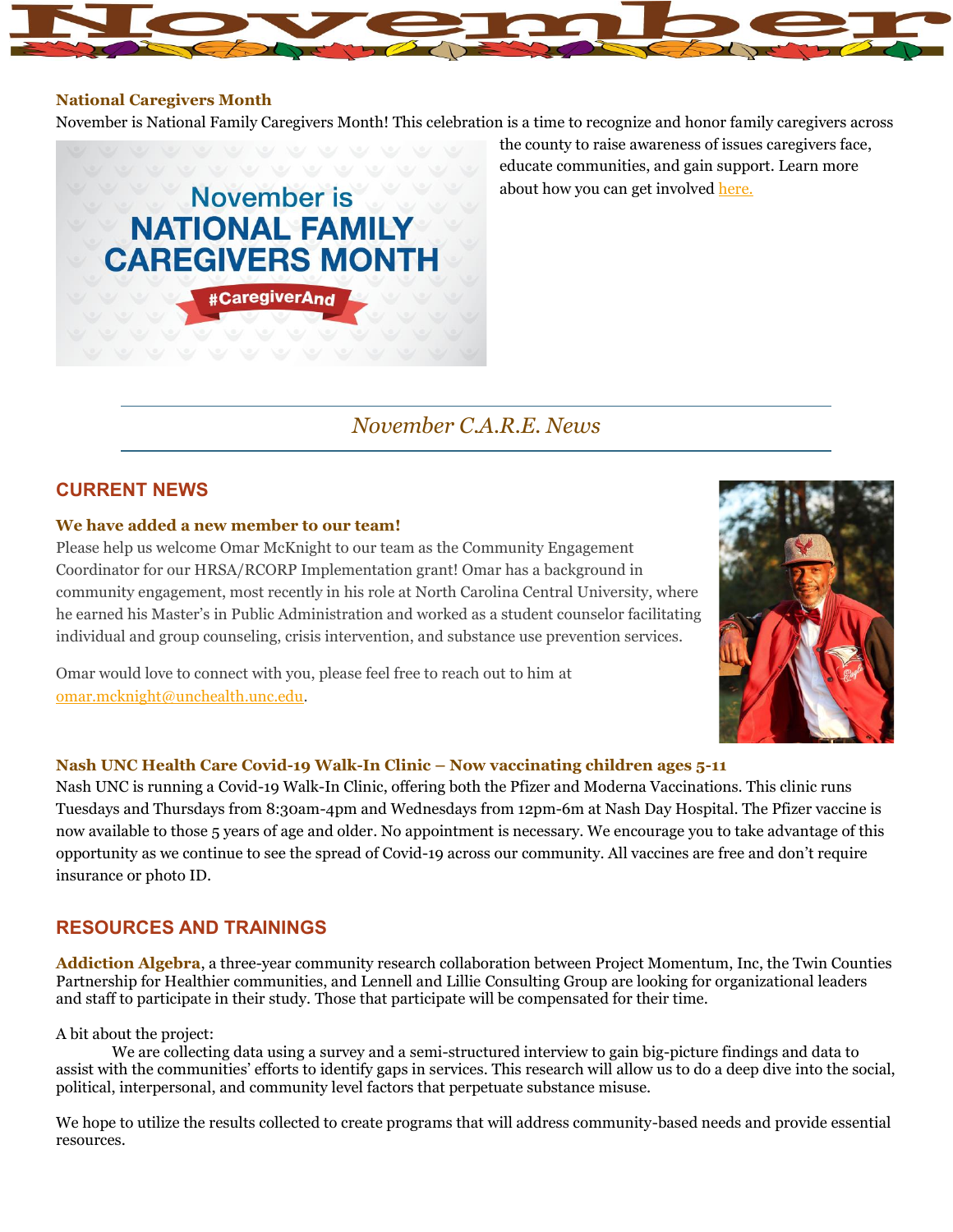# November

### National Caregivers Month

November is National Family Caregivers Month! This celebration is a time to recognize and honor family caregivers across the county to raise awareness of issues caregivers face, educate communities, and gain support. Learn more about how you can get involved here.

## *November C.A.R.E. News*

## CURRENT NEWS

### We have added a new member to our team!

Please help us welcome Omar McKnight to our team as the Community Engagement Coordinator for our HRSA/RCORP Implementation grant! Omar has a background in community engagement, most recently in his role at North Carolina Central University, where he earned his Master's in Public Administration and worked as a student counselor facilitating individual and group counseling, crisis intervention, and substance use prevention services.

Omar would love to connect with you, please feel free to reach out to him at omar.mcknight@unchealth.unc.edu.

### Nash UNC Health Care Covid-19 Walk-In Clinic – Now vaccinating children ages 5-11

Nash UNC is running a Covid-19 Walk-In Clinic, offering both the Pfizer and Moderna Vaccinations. This clinic runs Tuesdays and Thursdays from 8:30am-4pm and Wednesdays from 12pm-6m at Nash Day Hospital. The Pfizer vaccine is now available to those 5 years of age and older. No appointment is necessary. We encourage you to take advantage of this opportunity as we continue to see the spread of Covid-19 across our community. All vaccines are free and don't require insurance or photo ID.

## RESOURCES AND TRAININGS

**Addiction Algebra**, a three-year community research collaboration between Project Momentum, Inc, the Twin Counties Partnership for Healthier communities, and Lennell and Lillie Consulting Group are looking for organizational leaders and staff to participate in their study. Those that participate will be compensated for their time.

A bit about the project:

We are collecting data using a survey and a semi-structured interview to gain big-picture findings and data to assist with the communities' efforts to identify gaps in services. This research will allow us to do a deep dive into the social, political, interpersonal, and community level factors that perpetuate substance misuse.

We hope to utilize the results collected to create programs that will address community-based needs and provide essential resources.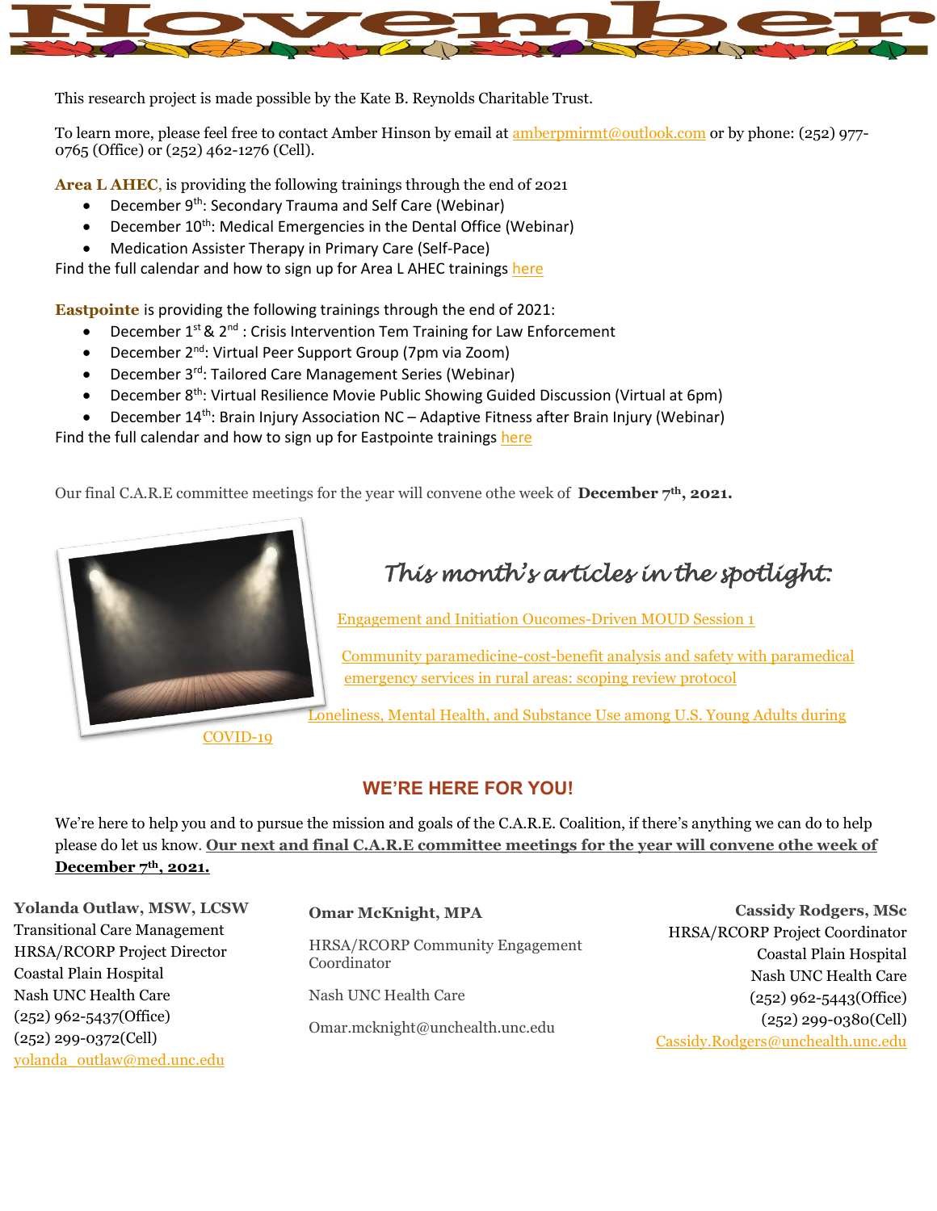# November

This research project is made possible by the Kate B. Reynolds Charitable Trust.

To learn more, please feel free to contact Amber Hinson by email at amberpmirmt@outlook.com or by phone: (252) 977-0765 (Office) or (252) 462-1276 (Cell).

**Area L AHEC**, is providing the following trainings through the end of 2021

- December 9th: Secondary Trauma and Self Care (Webinar)
- December 10th: Medical Emergencies in the Dental Office (Webinar)
- Medication Assister Therapy in Primary Care (Self-Pace)

Find the full calendar and how to sign up for Area L AHEC trainings here

**Eastpointe** is providing the following trainings through the end of 2021:

- December 1st & 2nd : Crisis Intervention Tem Training for Law Enforcement
- December 2nd: Virtual Peer Support Group (7pm via Zoom)
- December 3rd: Tailored Care Management Series (Webinar)
- December 8th: Virtual Resilience Movie Public Showing Guided Discussion (Virtual at 6pm)
- December 14th: Brain Injury Association NC – Adaptive Fitness after Brain Injury (Webinar)

Find the full calendar and how to sign up for Eastpointe trainings here

Our final C.A.R.E committee meetings for the year will convene othe week of **December 7th, 2021.**

## *This month's articles in the spotlight:*

Engagement and Initiation Oucomes-Driven MOUD Session 1

Community paramedicine-cost-benefit analysis and safety with paramedical emergency services in rural areas: scoping review protocol

Loneliness, Mental Health, and Substance Use among U.S. Young Adults during COVID-19

## WE'RE HERE FOR YOU!

We're here to help you and to pursue the mission and goals of the C.A.R.E. Coalition, if there's anything we can do to help please do let us know. **Our next and final C.A.R.E committee meetings for the year will convene othe week of December 7th, 2021.**

**Yolanda Outlaw, MSW, LCSW**
Transitional Care Management
HRSA/RCORP Project Director
Coastal Plain Hospital
Nash UNC Health Care
(252) 962-5437(Office)
(252) 299-0372(Cell)
yolanda_outlaw@med.unc.edu

**Omar McKnight, MPA**
HRSA/RCORP Community Engagement Coordinator
Nash UNC Health Care
Omar.mcknight@unchealth.unc.edu

**Cassidy Rodgers, MSc**
HRSA/RCORP Project Coordinator
Coastal Plain Hospital
Nash UNC Health Care
(252) 962-5443(Office)
(252) 299-0380(Cell)
Cassidy.Rodgers@unchealth.unc.edu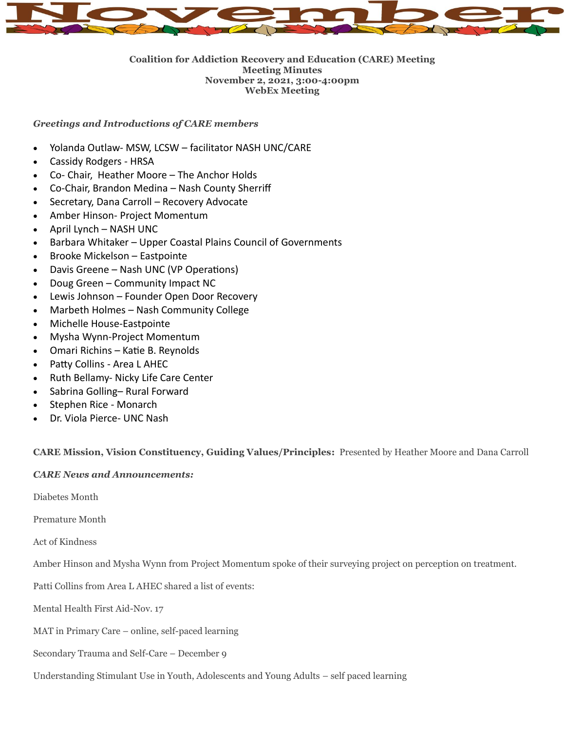# November

**Coalition for Addiction Recovery and Education (CARE) Meeting**
**Meeting Minutes**
**November 2, 2021, 3:00-4:00pm**
**WebEx Meeting**

***Greetings and Introductions of CARE members***

- Yolanda Outlaw- MSW, LCSW – facilitator NASH UNC/CARE
- Cassidy Rodgers - HRSA
- Co- Chair, Heather Moore – The Anchor Holds
- Co-Chair, Brandon Medina – Nash County Sherriff
- Secretary, Dana Carroll – Recovery Advocate
- Amber Hinson- Project Momentum
- April Lynch – NASH UNC
- Barbara Whitaker – Upper Coastal Plains Council of Governments
- Brooke Mickelson – Eastpointe
- Davis Greene – Nash UNC (VP Operations)
- Doug Green – Community Impact NC
- Lewis Johnson – Founder Open Door Recovery
- Marbeth Holmes – Nash Community College
- Michelle House-Eastpointe
- Mysha Wynn-Project Momentum
- Omari Richins – Katie B. Reynolds
- Patty Collins - Area L AHEC
- Ruth Bellamy- Nicky Life Care Center
- Sabrina Golling– Rural Forward
- Stephen Rice - Monarch
- Dr. Viola Pierce- UNC Nash

**CARE Mission, Vision Constituency, Guiding Values/Principles:** Presented by Heather Moore and Dana Carroll

***CARE News and Announcements:***

Diabetes Month

Premature Month

Act of Kindness

Amber Hinson and Mysha Wynn from Project Momentum spoke of their surveying project on perception on treatment.

Patti Collins from Area L AHEC shared a list of events:

Mental Health First Aid-Nov. 17

MAT in Primary Care – online, self-paced learning

Secondary Trauma and Self-Care – December 9

Understanding Stimulant Use in Youth, Adolescents and Young Adults – self paced learning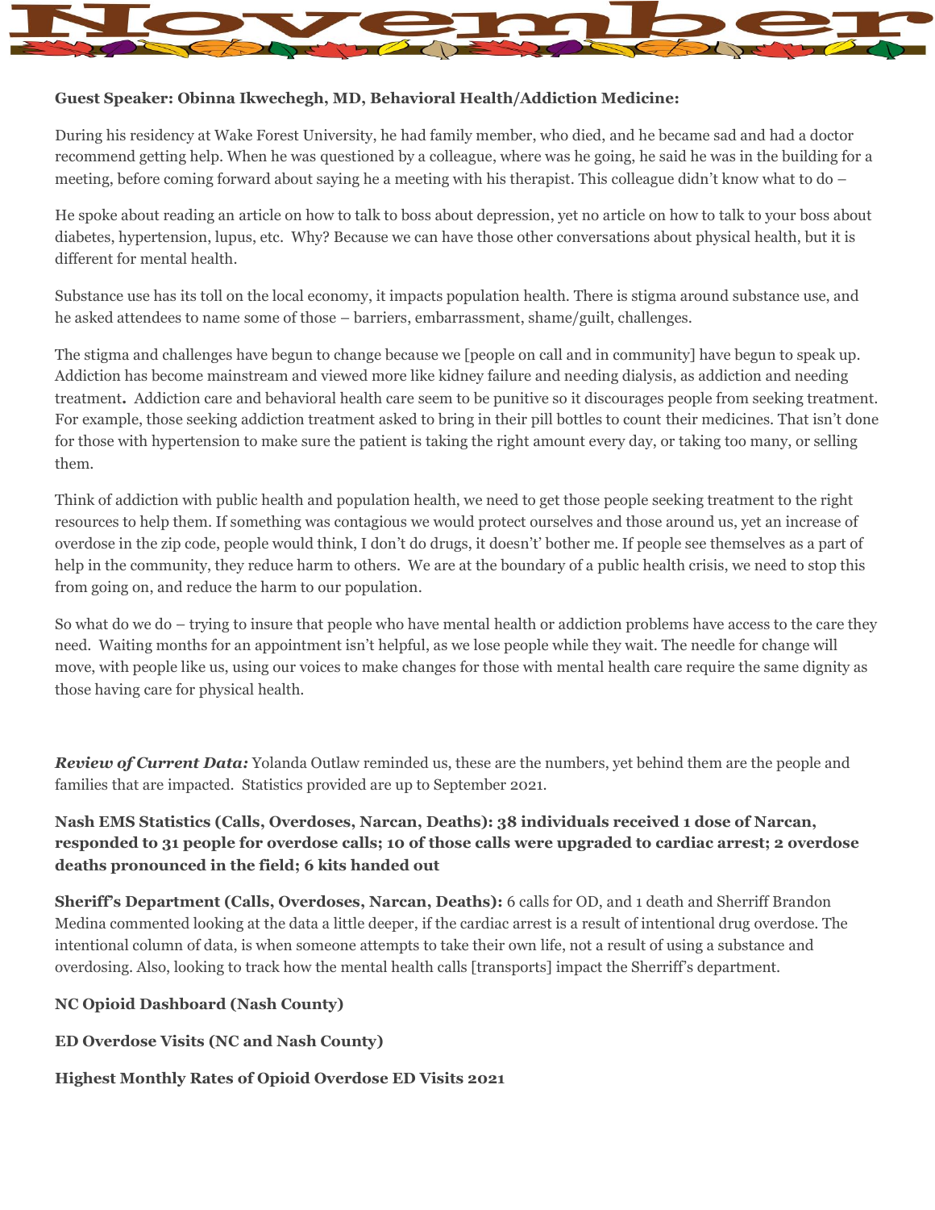# November

**Guest Speaker: Obinna Ikwechegh, MD, Behavioral Health/Addiction Medicine:**

During his residency at Wake Forest University, he had family member, who died, and he became sad and had a doctor recommend getting help. When he was questioned by a colleague, where was he going, he said he was in the building for a meeting, before coming forward about saying he a meeting with his therapist. This colleague didn't know what to do –

He spoke about reading an article on how to talk to boss about depression, yet no article on how to talk to your boss about diabetes, hypertension, lupus, etc. Why? Because we can have those other conversations about physical health, but it is different for mental health.

Substance use has its toll on the local economy, it impacts population health. There is stigma around substance use, and he asked attendees to name some of those – barriers, embarrassment, shame/guilt, challenges.

The stigma and challenges have begun to change because we [people on call and in community] have begun to speak up. Addiction has become mainstream and viewed more like kidney failure and needing dialysis, as addiction and needing treatment**.** Addiction care and behavioral health care seem to be punitive so it discourages people from seeking treatment. For example, those seeking addiction treatment asked to bring in their pill bottles to count their medicines. That isn't done for those with hypertension to make sure the patient is taking the right amount every day, or taking too many, or selling them.

Think of addiction with public health and population health, we need to get those people seeking treatment to the right resources to help them. If something was contagious we would protect ourselves and those around us, yet an increase of overdose in the zip code, people would think, I don't do drugs, it doesn't' bother me. If people see themselves as a part of help in the community, they reduce harm to others. We are at the boundary of a public health crisis, we need to stop this from going on, and reduce the harm to our population.

So what do we do – trying to insure that people who have mental health or addiction problems have access to the care they need. Waiting months for an appointment isn't helpful, as we lose people while they wait. The needle for change will move, with people like us, using our voices to make changes for those with mental health care require the same dignity as those having care for physical health.

***Review of Current Data:*** Yolanda Outlaw reminded us, these are the numbers, yet behind them are the people and families that are impacted. Statistics provided are up to September 2021.

**Nash EMS Statistics (Calls, Overdoses, Narcan, Deaths): 38 individuals received 1 dose of Narcan, responded to 31 people for overdose calls; 10 of those calls were upgraded to cardiac arrest; 2 overdose deaths pronounced in the field; 6 kits handed out**

**Sheriff's Department (Calls, Overdoses, Narcan, Deaths):** 6 calls for OD, and 1 death and Sherriff Brandon Medina commented looking at the data a little deeper, if the cardiac arrest is a result of intentional drug overdose. The intentional column of data, is when someone attempts to take their own life, not a result of using a substance and overdosing. Also, looking to track how the mental health calls [transports] impact the Sherriff's department.

**NC Opioid Dashboard (Nash County)**

**ED Overdose Visits (NC and Nash County)**

**Highest Monthly Rates of Opioid Overdose ED Visits 2021**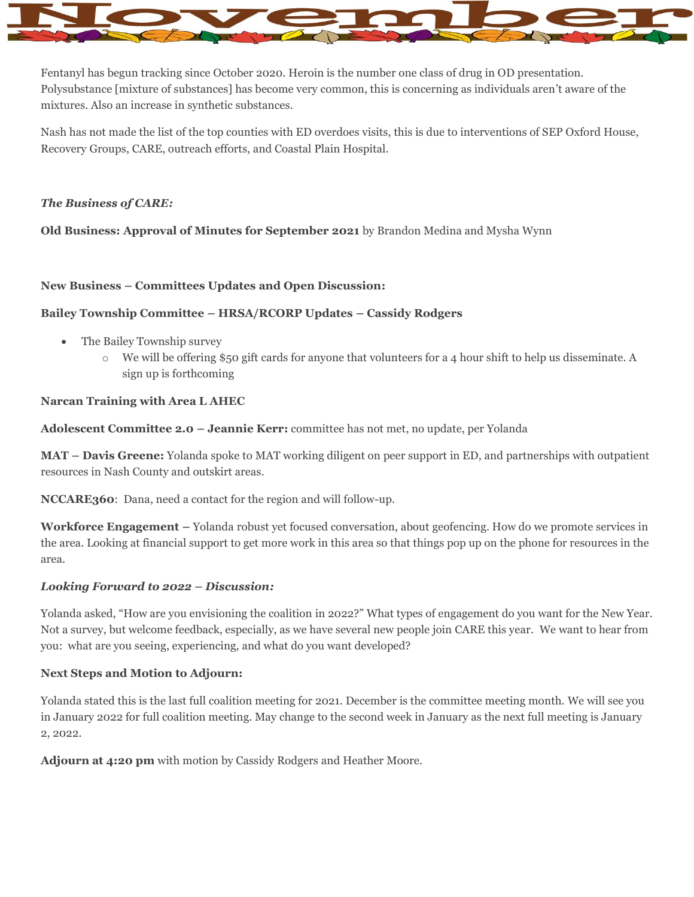# November

Fentanyl has begun tracking since October 2020. Heroin is the number one class of drug in OD presentation. Polysubstance [mixture of substances] has become very common, this is concerning as individuals aren't aware of the mixtures. Also an increase in synthetic substances.

Nash has not made the list of the top counties with ED overdoes visits, this is due to interventions of SEP Oxford House, Recovery Groups, CARE, outreach efforts, and Coastal Plain Hospital.

***The Business of CARE:***

**Old Business: Approval of Minutes for September 2021** by Brandon Medina and Mysha Wynn

**New Business – Committees Updates and Open Discussion:**

**Bailey Township Committee – HRSA/RCORP Updates – Cassidy Rodgers**

- The Bailey Township survey
  - We will be offering $50 gift cards for anyone that volunteers for a 4 hour shift to help us disseminate. A sign up is forthcoming

**Narcan Training with Area L AHEC**

**Adolescent Committee 2.0 – Jeannie Kerr:** committee has not met, no update, per Yolanda

**MAT – Davis Greene:** Yolanda spoke to MAT working diligent on peer support in ED, and partnerships with outpatient resources in Nash County and outskirt areas.

**NCCARE360**: Dana, need a contact for the region and will follow-up.

**Workforce Engagement –** Yolanda robust yet focused conversation, about geofencing. How do we promote services in the area. Looking at financial support to get more work in this area so that things pop up on the phone for resources in the area.

***Looking Forward to 2022 – Discussion:***

Yolanda asked, "How are you envisioning the coalition in 2022?" What types of engagement do you want for the New Year. Not a survey, but welcome feedback, especially, as we have several new people join CARE this year. We want to hear from you: what are you seeing, experiencing, and what do you want developed?

**Next Steps and Motion to Adjourn:**

Yolanda stated this is the last full coalition meeting for 2021. December is the committee meeting month. We will see you in January 2022 for full coalition meeting. May change to the second week in January as the next full meeting is January 2, 2022.

**Adjourn at 4:20 pm** with motion by Cassidy Rodgers and Heather Moore.